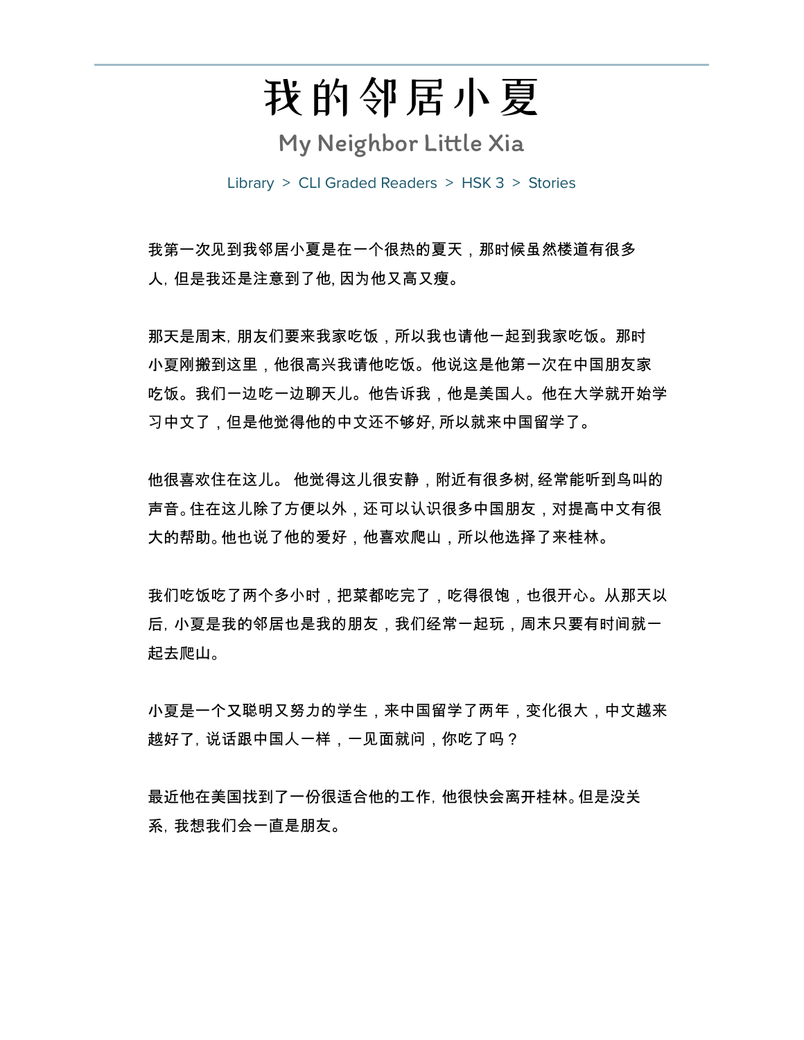# 我的邻居小夏

## My Neighbor Little Xia

Library > CLI Graded Readers > HSK 3 > Stories

我第一次见到我邻居小夏是在一个很热的夏天，那时候虽然楼道有很多人，但是我还是注意到了他，因为他又高又瘦。

那天是周末，朋友们要来我家吃饭，所以我也请他一起到我家吃饭。那时小夏刚搬到这里，他很高兴我请他吃饭。他说这是他第一次在中国朋友家吃饭。我们一边吃一边聊天儿。他告诉我，他是美国人。他在大学就开始学习中文了，但是他觉得他的中文还不够好，所以就来中国留学了。

他很喜欢住在这儿。他觉得这儿很安静，附近有很多树，经常能听到鸟叫的声音。住在这儿除了方便以外，还可以认识很多中国朋友，对提高中文有很大的帮助。他也说了他的爱好，他喜欢爬山，所以他选择了来桂林。

我们吃饭吃了两个多小时，把菜都吃完了，吃得很饱，也很开心。从那天以后，小夏是我的邻居也是我的朋友，我们经常一起玩，周末只要有时间就一起去爬山。

小夏是一个又聪明又努力的学生，来中国留学了两年，变化很大，中文越来越好了，说话跟中国人一样，一见面就问，你吃了吗？

最近他在美国找到了一份很适合他的工作，他很快会离开桂林。但是没关系，我想我们会一直是朋友。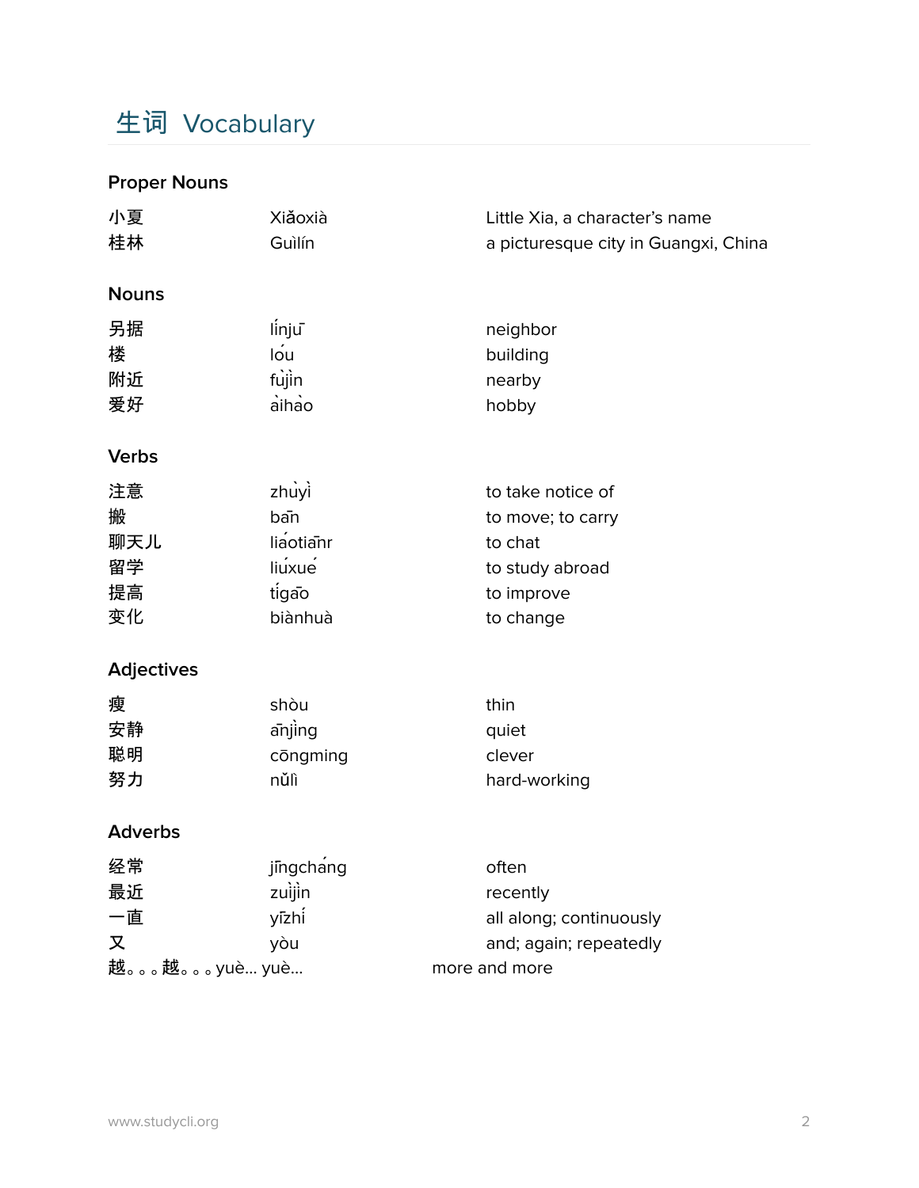# 生词 Vocabulary

## Proper Nouns

| | | |
|---|---|---|
| 小夏 | Xiǎoxià | Little Xia, a character's name |
| 桂林 | Guìlín | a picturesque city in Guangxi, China |

## Nouns

| | | |
|---|---|---|
| 另据 | línjū | neighbor |
| 楼 | lóu | building |
| 附近 | fùjìn | nearby |
| 爱好 | àihào | hobby |

## Verbs

| | | |
|---|---|---|
| 注意 | zhùyì | to take notice of |
| 搬 | bān | to move; to carry |
| 聊天儿 | liáotiānr | to chat |
| 留学 | liúxué | to study abroad |
| 提高 | tígāo | to improve |
| 变化 | biànhuà | to change |

## Adjectives

| | | |
|---|---|---|
| 瘦 | shòu | thin |
| 安静 | ānjìng | quiet |
| 聪明 | cōngming | clever |
| 努力 | nǔlì | hard-working |

## Adverbs

| | | |
|---|---|---|
| 经常 | jīngcháng | often |
| 最近 | zuìjìn | recently |
| 一直 | yīzhí | all along; continuously |
| 又 | yòu | and; again; repeatedly |
| 越。。。越。。。 | yuè... yuè... | more and more |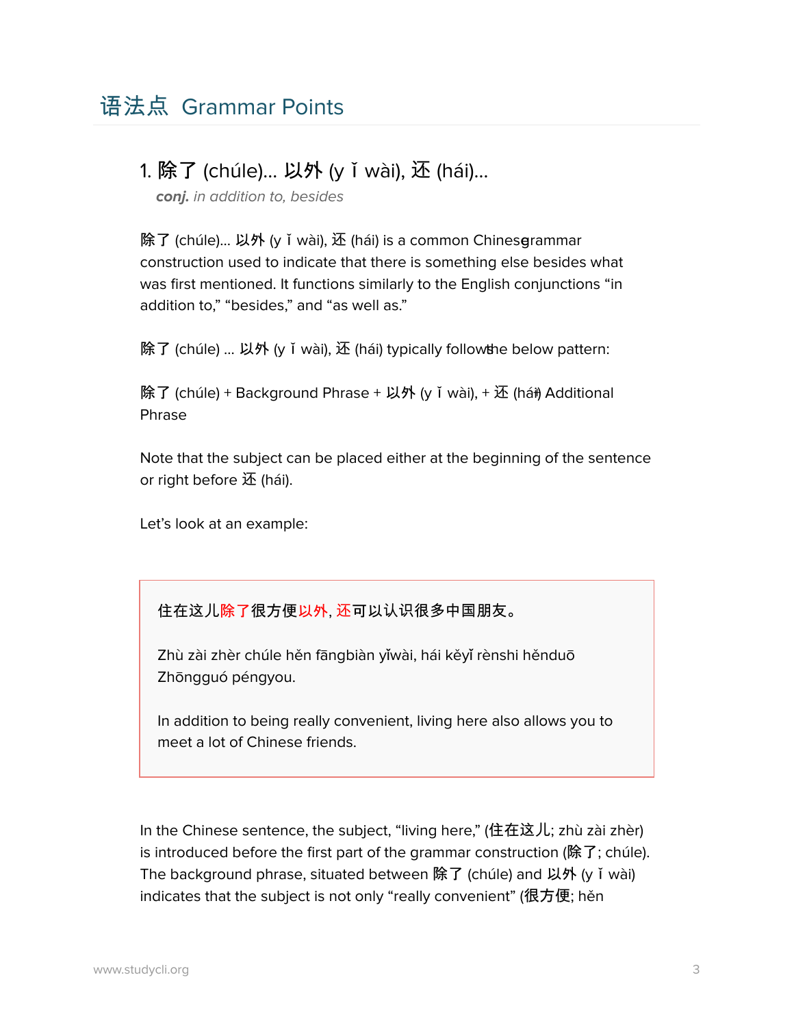## 语法点 Grammar Points

### 1. 除了 (chúle)... 以外 (y ǐ wài), 还 (hái)...

*conj. in addition to, besides*

除了 (chúle)... 以外 (y ǐ wài), 还 (hái) is a common Chinese grammar construction used to indicate that there is something else besides what was first mentioned. It functions similarly to the English conjunctions "in addition to," "besides," and "as well as."

除了 (chúle) ... 以外 (y ǐ wài), 还 (hái) typically follows the below pattern:

除了 (chúle) + Background Phrase + 以外 (y ǐ wài), + 还 (hái) + Additional Phrase

Note that the subject can be placed either at the beginning of the sentence or right before 还 (hái).

Let's look at an example:

> 住在这儿除了很方便以外, 还可以认识很多中国朋友。
>
> Zhù zài zhèr chúle hěn fāngbiàn yǐwài, hái kěyǐ rènshi hěnduō Zhōngguó péngyou.
>
> In addition to being really convenient, living here also allows you to meet a lot of Chinese friends.

In the Chinese sentence, the subject, "living here," (住在这儿; zhù zài zhèr) is introduced before the first part of the grammar construction (除了; chúle). The background phrase, situated between 除了 (chúle) and 以外 (y ǐ wài) indicates that the subject is not only "really convenient" (很方便; hěn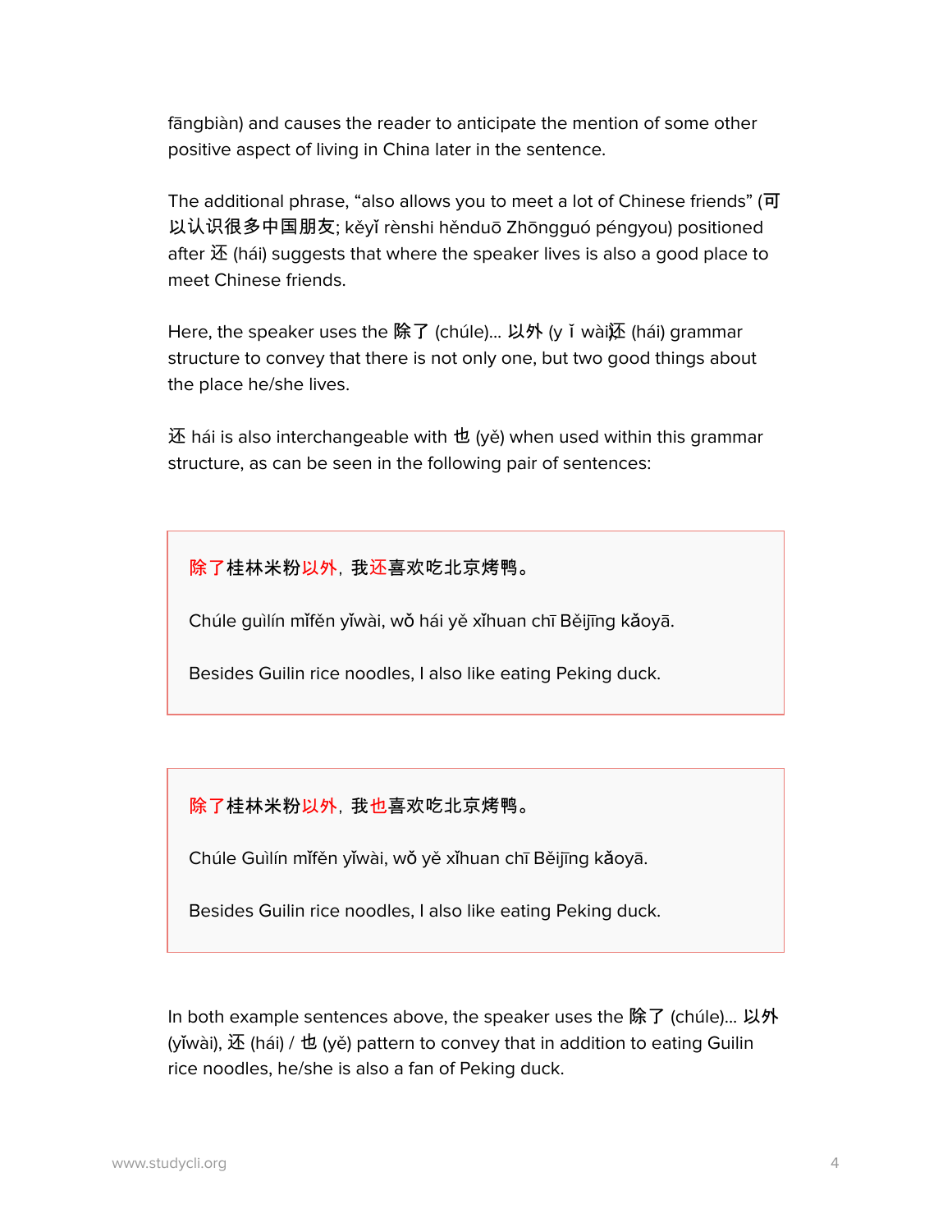fāngbiàn) and causes the reader to anticipate the mention of some other positive aspect of living in China later in the sentence.

The additional phrase, “also allows you to meet a lot of Chinese friends” (可以认识很多中国朋友; kěyǐ rènshi hěnduō Zhōngguó péngyou) positioned after 还 (hái) suggests that where the speaker lives is also a good place to meet Chinese friends.

Here, the speaker uses the 除了 (chúle)... 以外 (y ǐ wài还 (hái) grammar structure to convey that there is not only one, but two good things about the place he/she lives.

还 hái is also interchangeable with 也 (yě) when used within this grammar structure, as can be seen in the following pair of sentences:

> 除了桂林米粉以外，我还喜欢吃北京烤鸭。
>
> Chúle guìlín mǐfěn yǐwài, wǒ hái yě xǐhuan chī Běijīng kǎoyā.
>
> Besides Guilin rice noodles, I also like eating Peking duck.

> 除了桂林米粉以外，我也喜欢吃北京烤鸭。
>
> Chúle Guìlín mǐfěn yǐwài, wǒ yě xǐhuan chī Běijīng kǎoyā.
>
> Besides Guilin rice noodles, I also like eating Peking duck.

In both example sentences above, the speaker uses the 除了 (chúle)... 以外 (yǐwài), 还 (hái) / 也 (yě) pattern to convey that in addition to eating Guilin rice noodles, he/she is also a fan of Peking duck.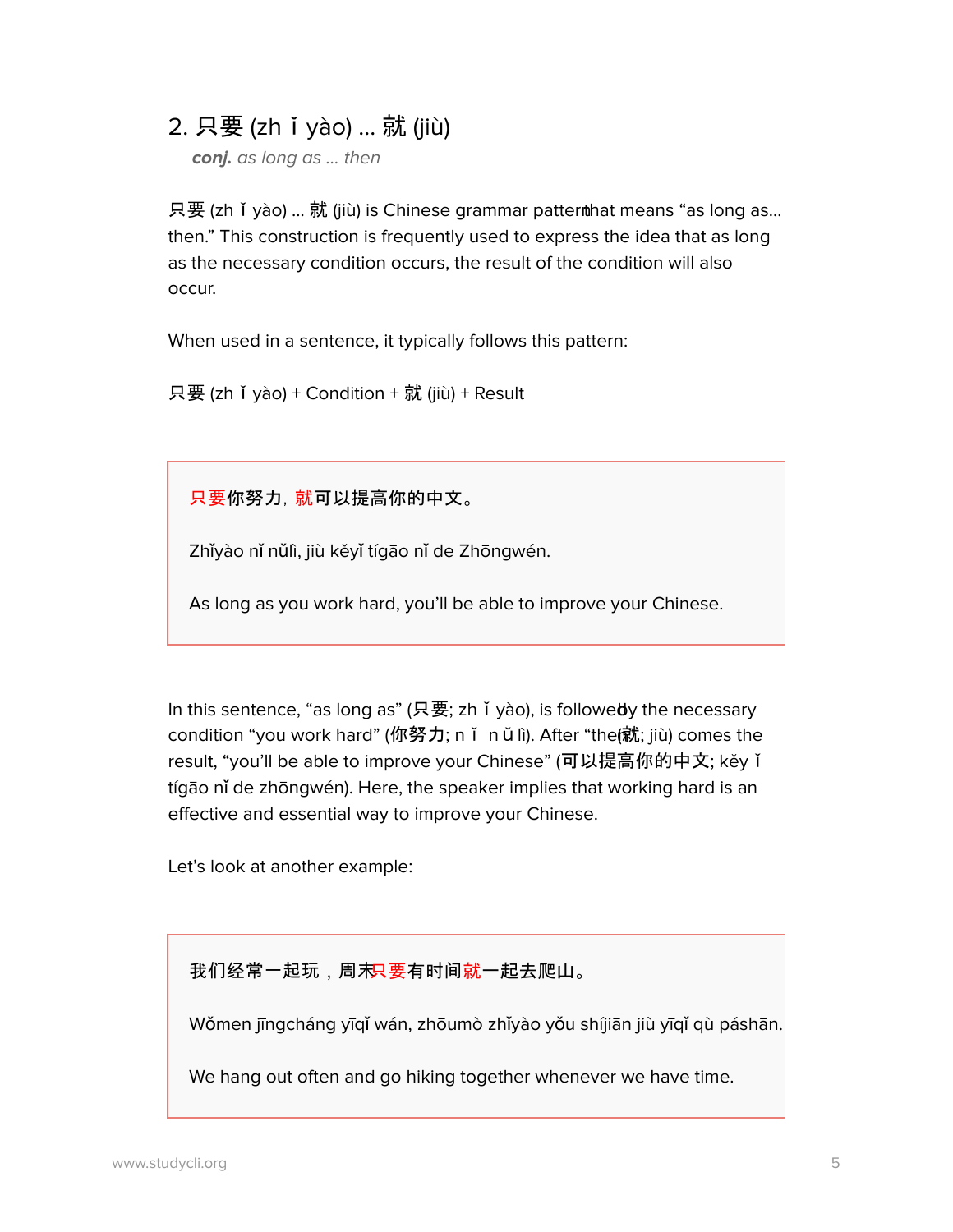## 2. 只要 (zh ǐ yào) … 就 (jiù)

*conj. as long as … then*

只要 (zh ǐ yào) … 就 (jiù) is Chinese grammar pattern that means “as long as… then.” This construction is frequently used to express the idea that as long as the necessary condition occurs, the result of the condition will also occur.

When used in a sentence, it typically follows this pattern:

只要 (zh ǐ yào) + Condition + 就 (jiù) + Result

> 只要你努力，就可以提高你的中文。
>
> Zhǐyào nǐ nǔlì, jiù kěyǐ tígāo nǐ de Zhōngwén.
>
> As long as you work hard, you’ll be able to improve your Chinese.

In this sentence, “as long as” (只要; zh ǐ yào), is followed by the necessary condition “you work hard” (你努力; n ǐ n ǔ lì). After “then” (就; jiù) comes the result, “you’ll be able to improve your Chinese” (可以提高你的中文; kěy ǐ tígāo nǐ de zhōngwén). Here, the speaker implies that working hard is an effective and essential way to improve your Chinese.

Let’s look at another example:

> 我们经常一起玩，周末只要有时间就一起去爬山。
>
> Wǒmen jīngcháng yīqǐ wán, zhōumò zhǐyào yǒu shíjiān jiù yīqǐ qù páshān.
>
> We hang out often and go hiking together whenever we have time.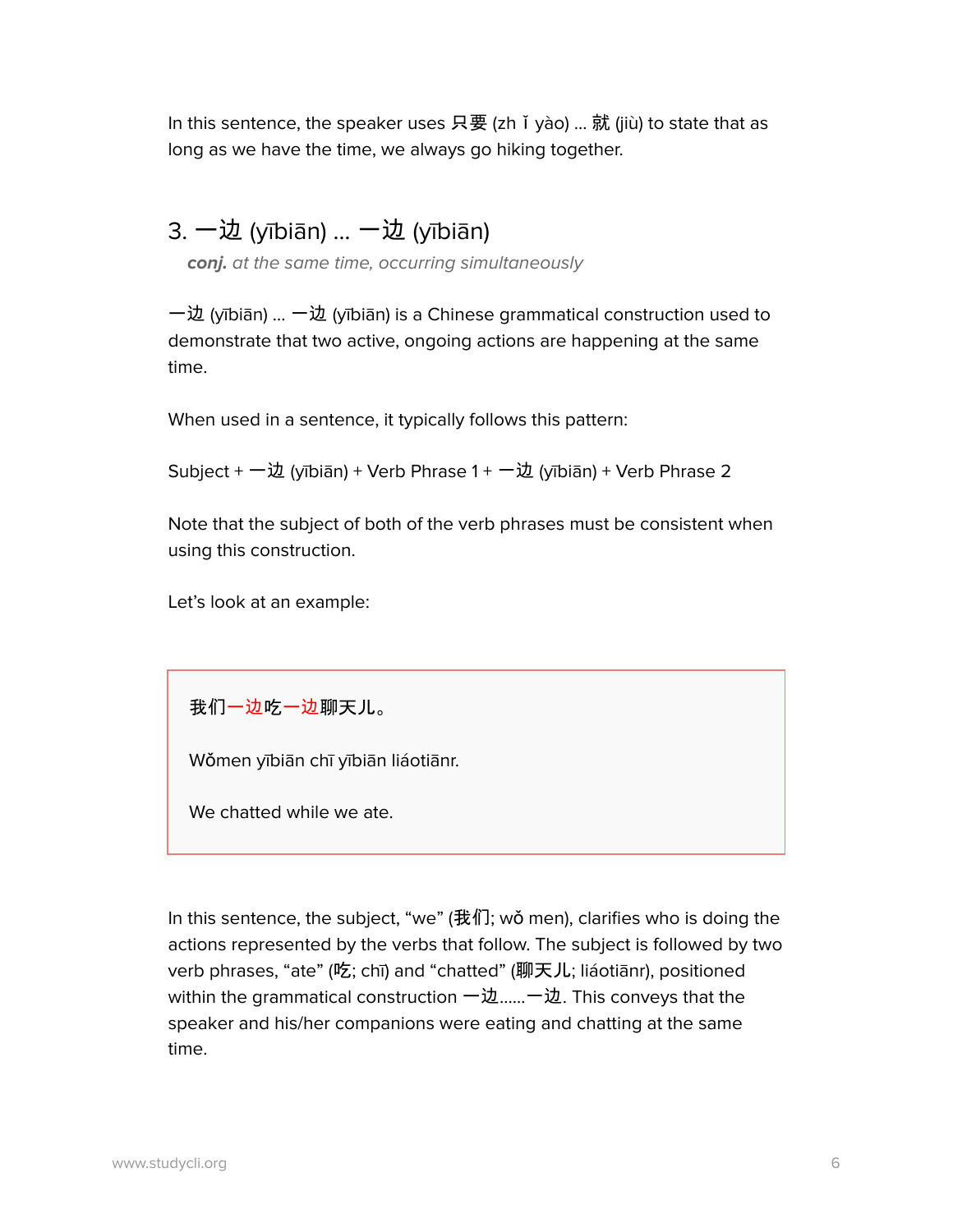In this sentence, the speaker uses 只要 (zh ǐ yào) ... 就 (jiù) to state that as long as we have the time, we always go hiking together.

### 3. 一边 (yībiān) ... 一边 (yībiān)

***conj.*** *at the same time, occurring simultaneously*

一边 (yībiān) ... 一边 (yībiān) is a Chinese grammatical construction used to demonstrate that two active, ongoing actions are happening at the same time.

When used in a sentence, it typically follows this pattern:

Subject + 一边 (yībiān) + Verb Phrase 1 + 一边 (yībiān) + Verb Phrase 2

Note that the subject of both of the verb phrases must be consistent when using this construction.

Let's look at an example:

> 我们一边吃一边聊天儿。
>
> Wǒmen yībiān chī yībiān liáotiānr.
>
> We chatted while we ate.

In this sentence, the subject, "we" (我们; wǒ men), clarifies who is doing the actions represented by the verbs that follow. The subject is followed by two verb phrases, "ate" (吃; chī) and "chatted" (聊天儿; liáotiānr), positioned within the grammatical construction 一边……一边. This conveys that the speaker and his/her companions were eating and chatting at the same time.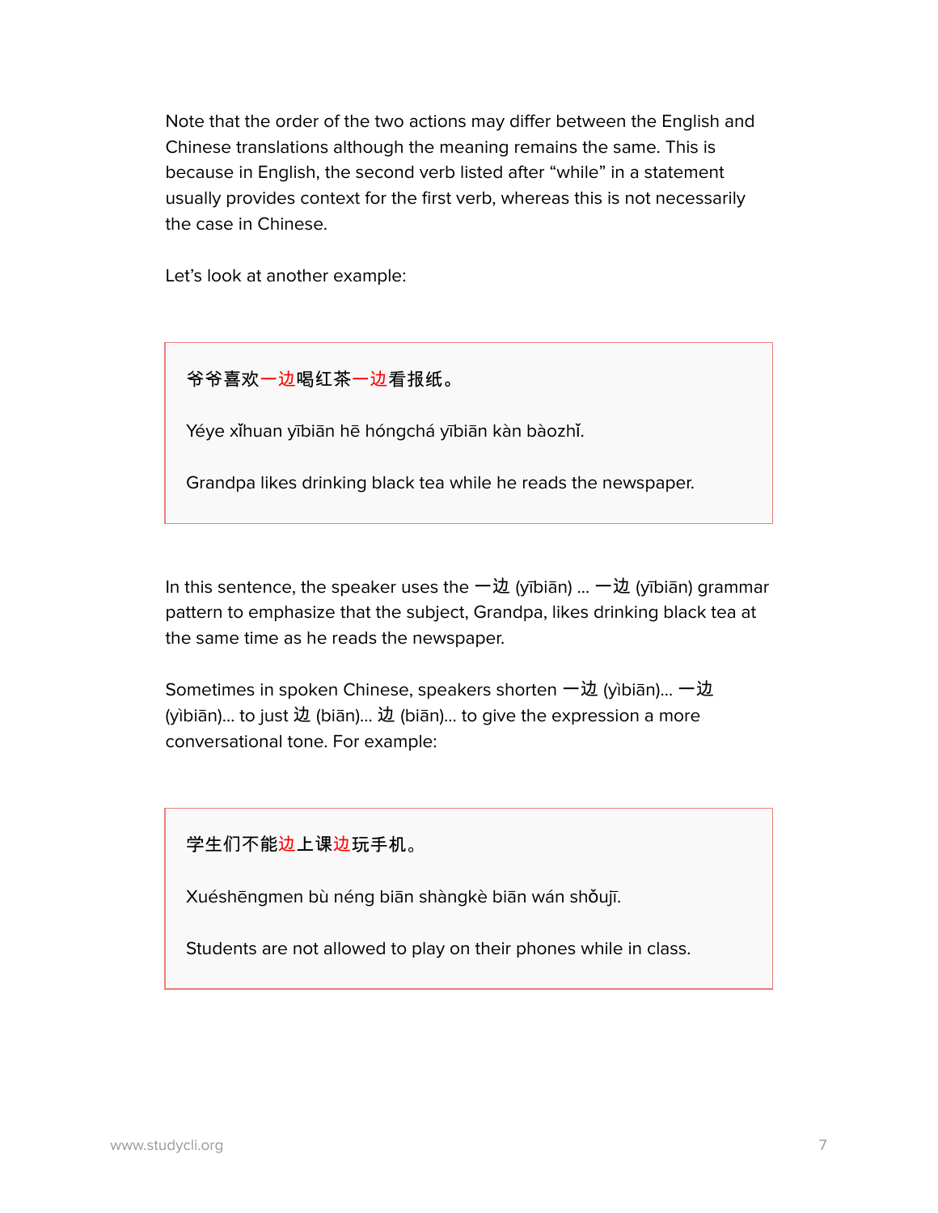Note that the order of the two actions may differ between the English and Chinese translations although the meaning remains the same. This is because in English, the second verb listed after "while" in a statement usually provides context for the first verb, whereas this is not necessarily the case in Chinese.

Let's look at another example:

> 爷爷喜欢一边喝红茶一边看报纸。
>
> Yéye xǐhuan yībiān hē hóngchá yībiān kàn bàozhǐ.
>
> Grandpa likes drinking black tea while he reads the newspaper.

In this sentence, the speaker uses the 一边 (yībiān) ... 一边 (yībiān) grammar pattern to emphasize that the subject, Grandpa, likes drinking black tea at the same time as he reads the newspaper.

Sometimes in spoken Chinese, speakers shorten 一边 (yìbiān)... 一边 (yìbiān)... to just 边 (biān)... 边 (biān)... to give the expression a more conversational tone. For example:

> 学生们不能边上课边玩手机。
>
> Xuéshēngmen bù néng biān shàngkè biān wán shǒujī.
>
> Students are not allowed to play on their phones while in class.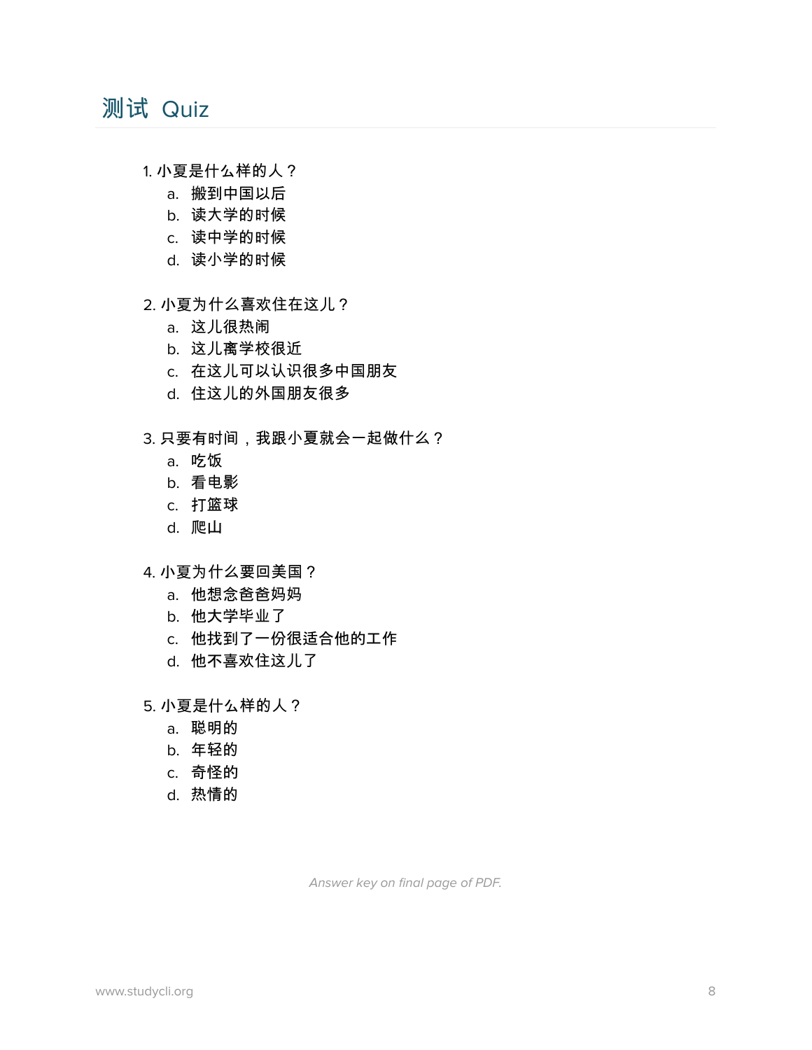## 测试 Quiz

1. 小夏是什么样的人？
   a. 搬到中国以后
   b. 读大学的时候
   c. 读中学的时候
   d. 读小学的时候

2. 小夏为什么喜欢住在这儿？
   a. 这儿很热闹
   b. 这儿离学校很近
   c. 在这儿可以认识很多中国朋友
   d. 住这儿的外国朋友很多

3. 只要有时间，我跟小夏就会一起做什么？
   a. 吃饭
   b. 看电影
   c. 打篮球
   d. 爬山

4. 小夏为什么要回美国？
   a. 他想念爸爸妈妈
   b. 他大学毕业了
   c. 他找到了一份很适合他的工作
   d. 他不喜欢住这儿了

5. 小夏是什么样的人？
   a. 聪明的
   b. 年轻的
   c. 奇怪的
   d. 热情的

*Answer key on final page of PDF.*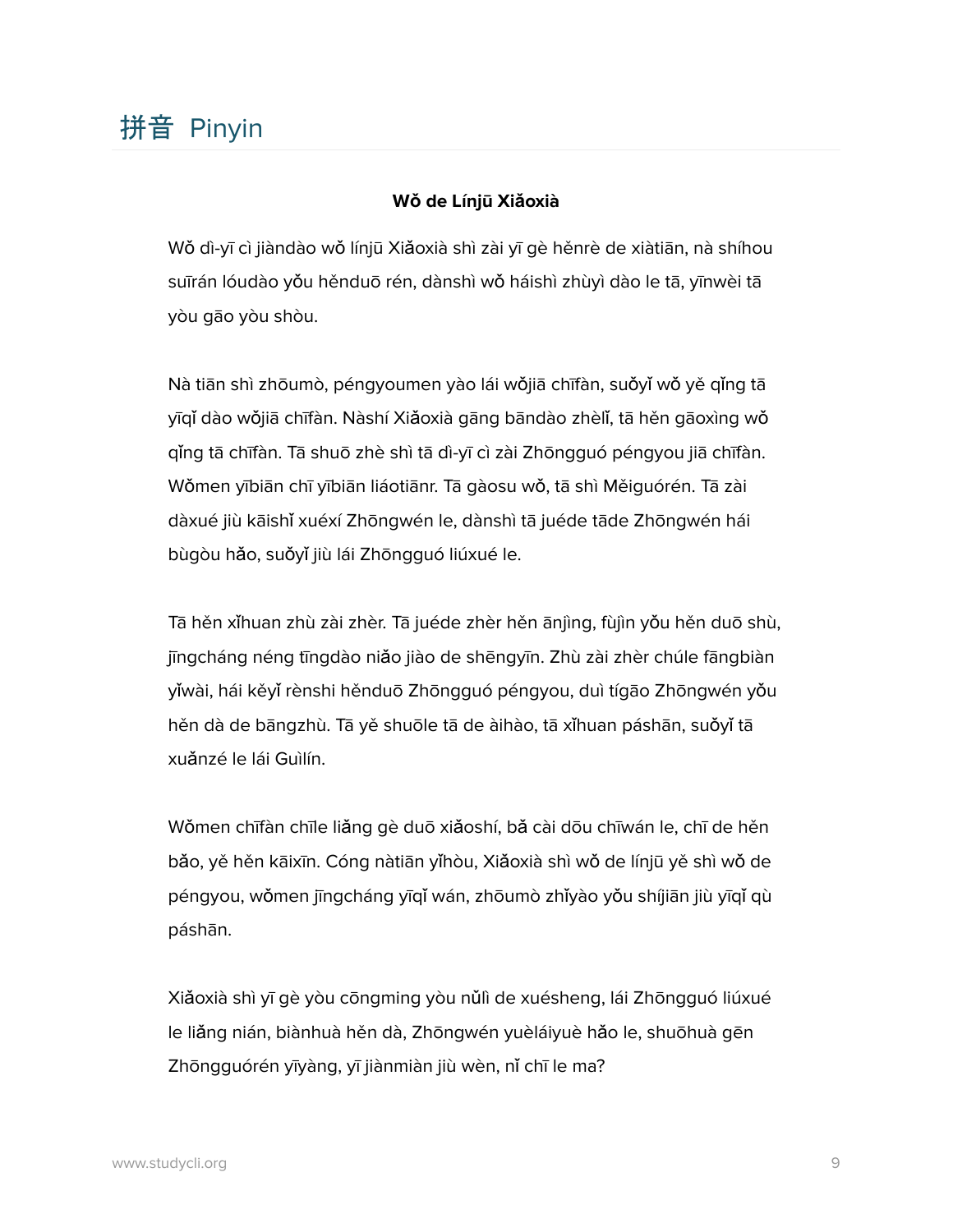## 拼音 Pinyin

**Wǒ de Línjū Xiǎoxià**

Wǒ dì-yī cì jiàndào wǒ línjū Xiǎoxià shì zài yī gè hěnrè de xiàtiān, nà shíhou suīrán lóudào yǒu hěnduō rén, dànshì wǒ háishì zhùyì dào le tā, yīnwèi tā yòu gāo yòu shòu.

Nà tiān shì zhōumò, péngyoumen yào lái wǒjiā chīfàn, suǒyǐ wǒ yě qǐng tā yīqǐ dào wǒjiā chīfàn. Nàshí Xiǎoxià gāng bāndào zhèlǐ, tā hěn gāoxìng wǒ qǐng tā chīfàn. Tā shuō zhè shì tā dì-yī cì zài Zhōngguó péngyou jiā chīfàn. Wǒmen yībiān chī yībiān liáotiānr. Tā gàosu wǒ, tā shì Měiguórén. Tā zài dàxué jiù kāishǐ xuéxí Zhōngwén le, dànshì tā juéde tāde Zhōngwén hái bùgòu hǎo, suǒyǐ jiù lái Zhōngguó liúxué le.

Tā hěn xǐhuan zhù zài zhèr. Tā juéde zhèr hěn ānjìng, fùjìn yǒu hěn duō shù, jīngcháng néng tīngdào niǎo jiào de shēngyīn. Zhù zài zhèr chúle fāngbiàn yǐwài, hái kěyǐ rènshi hěnduō Zhōngguó péngyou, duì tígāo Zhōngwén yǒu hěn dà de bāngzhù. Tā yě shuōle tā de àihào, tā xǐhuan páshān, suǒyǐ tā xuǎnzé le lái Guìlín.

Wǒmen chīfàn chīle liǎng gè duō xiǎoshí, bǎ cài dōu chīwán le, chī de hěn bǎo, yě hěn kāixīn. Cóng nàtiān yǐhòu, Xiǎoxià shì wǒ de línjū yě shì wǒ de péngyou, wǒmen jīngcháng yīqǐ wán, zhōumò zhǐyào yǒu shíjiān jiù yīqǐ qù páshān.

Xiǎoxià shì yī gè yòu cōngming yòu nǔlì de xuésheng, lái Zhōngguó liúxué le liǎng nián, biànhuà hěn dà, Zhōngwén yuèláiyuè hǎo le, shuōhuà gēn Zhōngguórén yīyàng, yī jiànmiàn jiù wèn, nǐ chī le ma?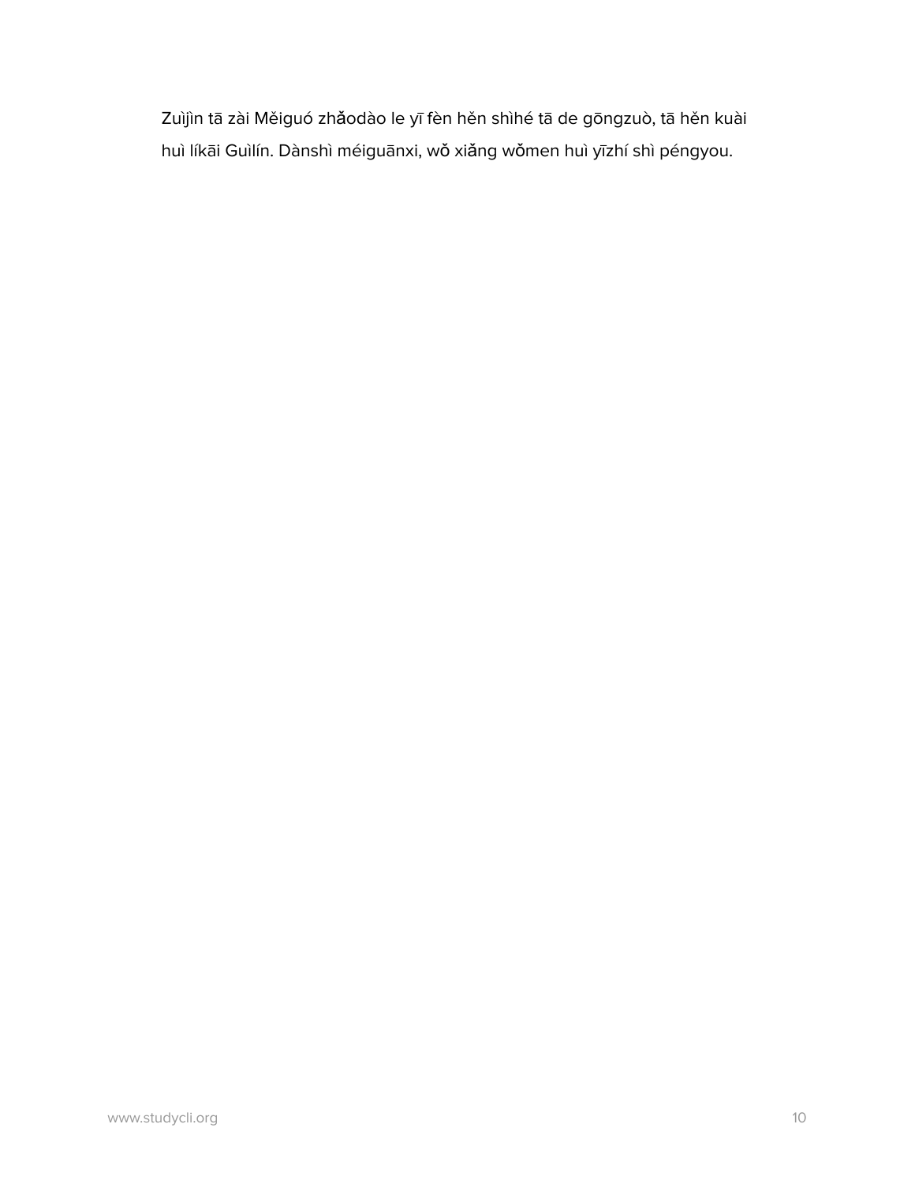Zuìjìn tā zài Měiguó zhǎodào le yī fèn hěn shìhé tā de gōngzuò, tā hěn kuài huì líkāi Guìlín. Dànshì méiguānxi, wǒ xiǎng wǒmen huì yīzhí shì péngyou.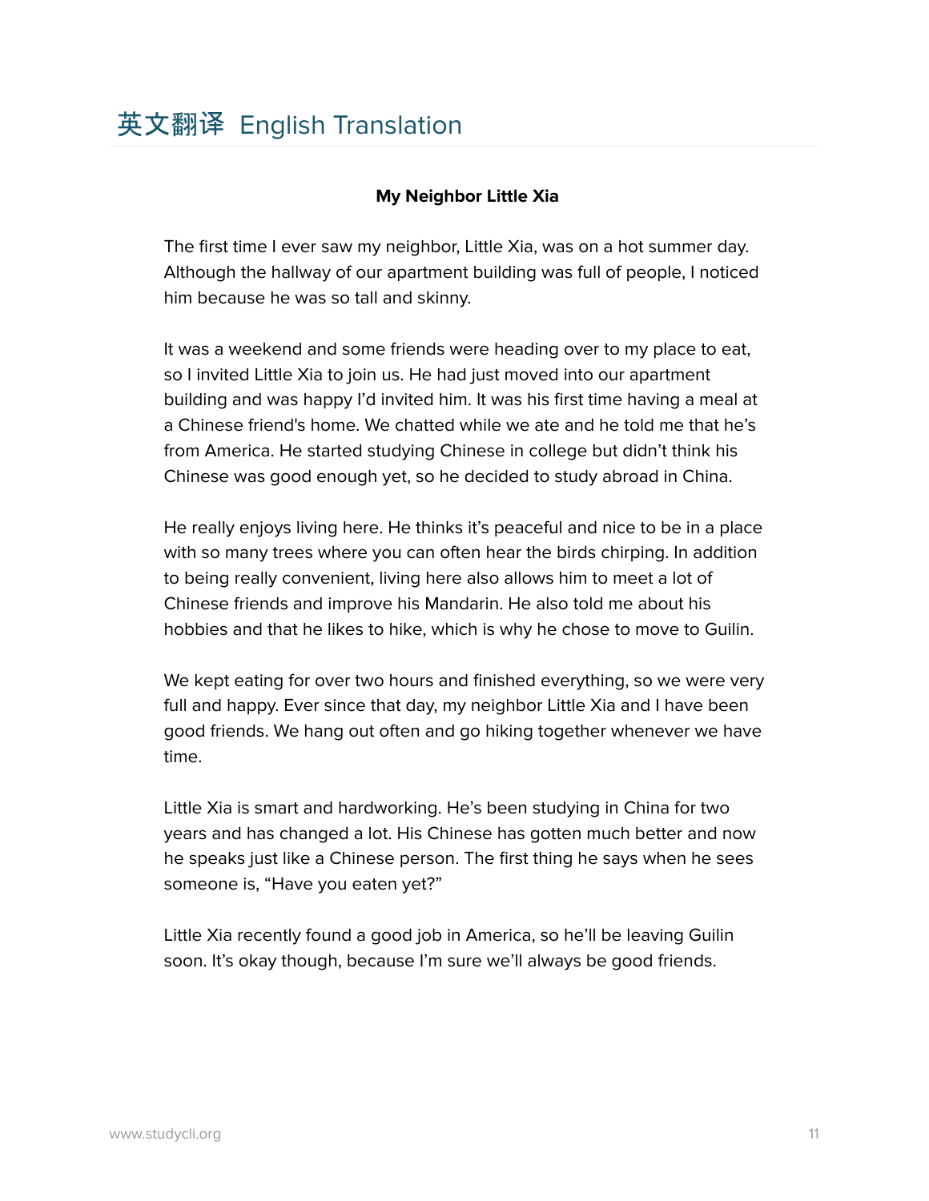## 英文翻译 English Translation

**My Neighbor Little Xia**

The first time I ever saw my neighbor, Little Xia, was on a hot summer day. Although the hallway of our apartment building was full of people, I noticed him because he was so tall and skinny.

It was a weekend and some friends were heading over to my place to eat, so I invited Little Xia to join us. He had just moved into our apartment building and was happy I'd invited him. It was his first time having a meal at a Chinese friend's home. We chatted while we ate and he told me that he's from America. He started studying Chinese in college but didn't think his Chinese was good enough yet, so he decided to study abroad in China.

He really enjoys living here. He thinks it's peaceful and nice to be in a place with so many trees where you can often hear the birds chirping. In addition to being really convenient, living here also allows him to meet a lot of Chinese friends and improve his Mandarin. He also told me about his hobbies and that he likes to hike, which is why he chose to move to Guilin.

We kept eating for over two hours and finished everything, so we were very full and happy. Ever since that day, my neighbor Little Xia and I have been good friends. We hang out often and go hiking together whenever we have time.

Little Xia is smart and hardworking. He's been studying in China for two years and has changed a lot. His Chinese has gotten much better and now he speaks just like a Chinese person. The first thing he says when he sees someone is, "Have you eaten yet?"

Little Xia recently found a good job in America, so he'll be leaving Guilin soon. It's okay though, because I'm sure we'll always be good friends.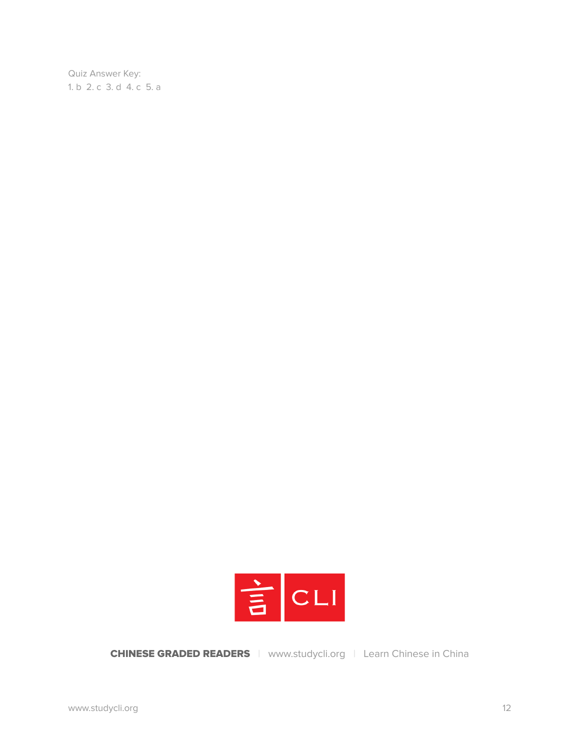Quiz Answer Key:
1. b 2. c 3. d 4. c 5. a

言 CLI

**CHINESE GRADED READERS** | www.studycli.org | Learn Chinese in China